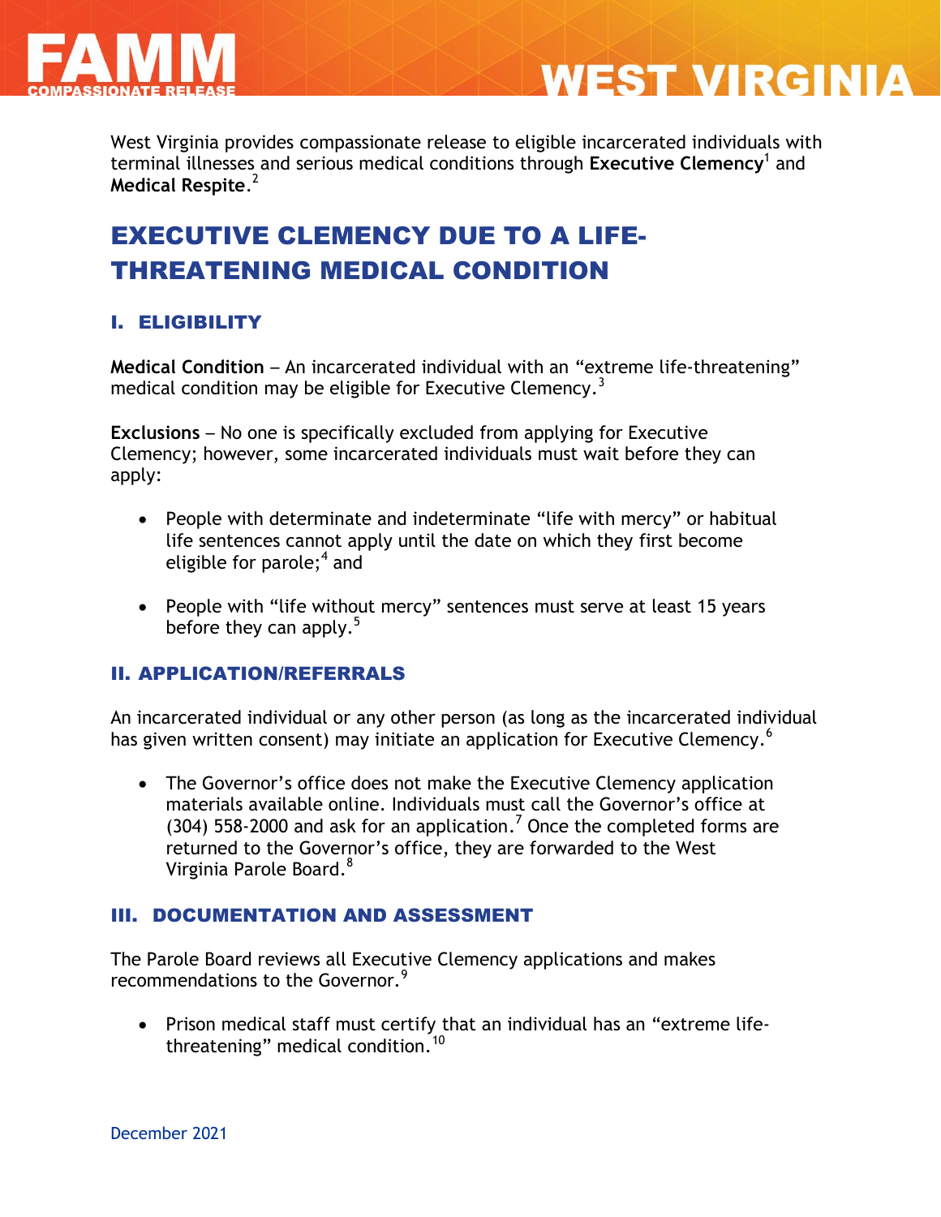# FAMM COMPASSIONATE RELEASE — WEST VIRGINIA

West Virginia provides compassionate release to eligible incarcerated individuals with terminal illnesses and serious medical conditions through **Executive Clemency**[1] and **Medical Respite**.[2]

## EXECUTIVE CLEMENCY DUE TO A LIFE-THREATENING MEDICAL CONDITION

### I. ELIGIBILITY

**Medical Condition** – An incarcerated individual with an "extreme life-threatening" medical condition may be eligible for Executive Clemency.[3]

**Exclusions** – No one is specifically excluded from applying for Executive Clemency; however, some incarcerated individuals must wait before they can apply:

- People with determinate and indeterminate "life with mercy" or habitual life sentences cannot apply until the date on which they first become eligible for parole;[4] and
- People with "life without mercy" sentences must serve at least 15 years before they can apply.[5]

### II. APPLICATION/REFERRALS

An incarcerated individual or any other person (as long as the incarcerated individual has given written consent) may initiate an application for Executive Clemency.[6]

- The Governor's office does not make the Executive Clemency application materials available online. Individuals must call the Governor's office at (304) 558-2000 and ask for an application.[7] Once the completed forms are returned to the Governor's office, they are forwarded to the West Virginia Parole Board.[8]

### III. DOCUMENTATION AND ASSESSMENT

The Parole Board reviews all Executive Clemency applications and makes recommendations to the Governor.[9]

- Prison medical staff must certify that an individual has an "extreme life-threatening" medical condition.[10]

December 2021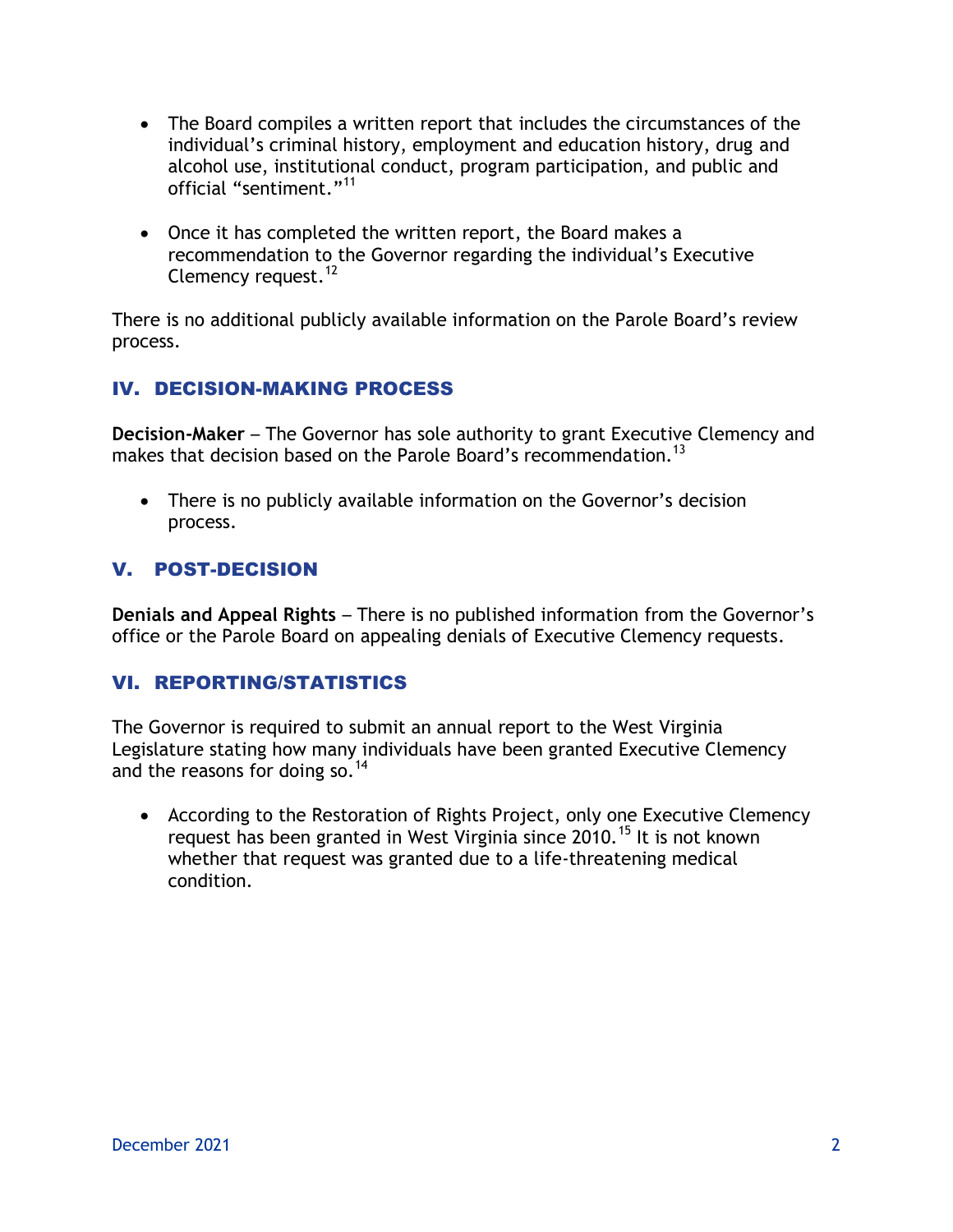- The Board compiles a written report that includes the circumstances of the individual's criminal history, employment and education history, drug and alcohol use, institutional conduct, program participation, and public and official "sentiment."[11]

- Once it has completed the written report, the Board makes a recommendation to the Governor regarding the individual's Executive Clemency request.[12]

There is no additional publicly available information on the Parole Board's review process.

## IV. DECISION-MAKING PROCESS

**Decision-Maker** – The Governor has sole authority to grant Executive Clemency and makes that decision based on the Parole Board's recommendation.[13]

- There is no publicly available information on the Governor's decision process.

## V. POST-DECISION

**Denials and Appeal Rights** – There is no published information from the Governor's office or the Parole Board on appealing denials of Executive Clemency requests.

## VI. REPORTING/STATISTICS

The Governor is required to submit an annual report to the West Virginia Legislature stating how many individuals have been granted Executive Clemency and the reasons for doing so.[14]

- According to the Restoration of Rights Project, only one Executive Clemency request has been granted in West Virginia since 2010.[15] It is not known whether that request was granted due to a life-threatening medical condition.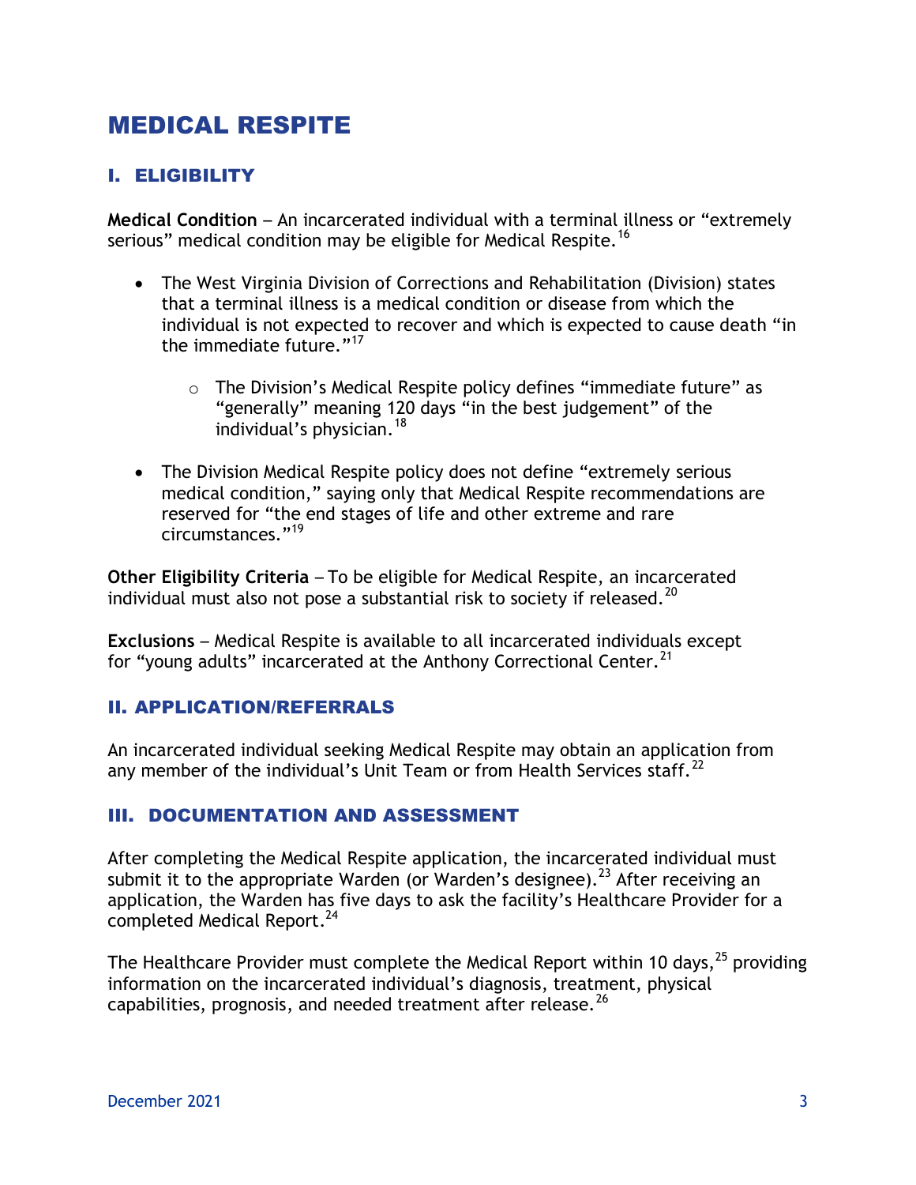# MEDICAL RESPITE

## I. ELIGIBILITY

**Medical Condition** – An incarcerated individual with a terminal illness or "extremely serious" medical condition may be eligible for Medical Respite.[16]

- The West Virginia Division of Corrections and Rehabilitation (Division) states that a terminal illness is a medical condition or disease from which the individual is not expected to recover and which is expected to cause death "in the immediate future."[17]
  - The Division's Medical Respite policy defines "immediate future" as "generally" meaning 120 days "in the best judgement" of the individual's physician.[18]
- The Division Medical Respite policy does not define "extremely serious medical condition," saying only that Medical Respite recommendations are reserved for "the end stages of life and other extreme and rare circumstances."[19]

**Other Eligibility Criteria** – To be eligible for Medical Respite, an incarcerated individual must also not pose a substantial risk to society if released.[20]

**Exclusions** – Medical Respite is available to all incarcerated individuals except for "young adults" incarcerated at the Anthony Correctional Center.[21]

## II. APPLICATION/REFERRALS

An incarcerated individual seeking Medical Respite may obtain an application from any member of the individual's Unit Team or from Health Services staff.[22]

## III. DOCUMENTATION AND ASSESSMENT

After completing the Medical Respite application, the incarcerated individual must submit it to the appropriate Warden (or Warden's designee).[23] After receiving an application, the Warden has five days to ask the facility's Healthcare Provider for a completed Medical Report.[24]

The Healthcare Provider must complete the Medical Report within 10 days,[25] providing information on the incarcerated individual's diagnosis, treatment, physical capabilities, prognosis, and needed treatment after release.[26]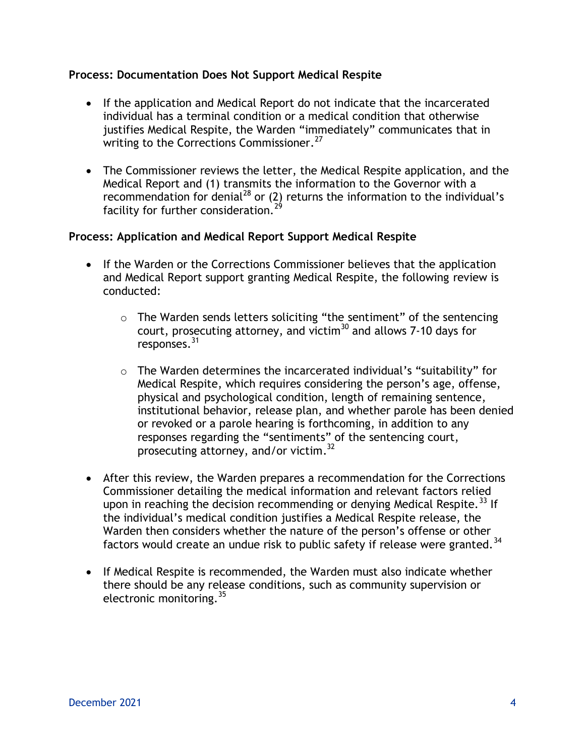**Process: Documentation Does Not Support Medical Respite**

- If the application and Medical Report do not indicate that the incarcerated individual has a terminal condition or a medical condition that otherwise justifies Medical Respite, the Warden "immediately" communicates that in writing to the Corrections Commissioner.[27]
- The Commissioner reviews the letter, the Medical Respite application, and the Medical Report and (1) transmits the information to the Governor with a recommendation for denial[28] or (2) returns the information to the individual's facility for further consideration.[29]

**Process: Application and Medical Report Support Medical Respite**

- If the Warden or the Corrections Commissioner believes that the application and Medical Report support granting Medical Respite, the following review is conducted:
  - The Warden sends letters soliciting "the sentiment" of the sentencing court, prosecuting attorney, and victim[30] and allows 7-10 days for responses.[31]
  - The Warden determines the incarcerated individual's "suitability" for Medical Respite, which requires considering the person's age, offense, physical and psychological condition, length of remaining sentence, institutional behavior, release plan, and whether parole has been denied or revoked or a parole hearing is forthcoming, in addition to any responses regarding the "sentiments" of the sentencing court, prosecuting attorney, and/or victim.[32]
- After this review, the Warden prepares a recommendation for the Corrections Commissioner detailing the medical information and relevant factors relied upon in reaching the decision recommending or denying Medical Respite.[33] If the individual's medical condition justifies a Medical Respite release, the Warden then considers whether the nature of the person's offense or other factors would create an undue risk to public safety if release were granted.[34]
- If Medical Respite is recommended, the Warden must also indicate whether there should be any release conditions, such as community supervision or electronic monitoring.[35]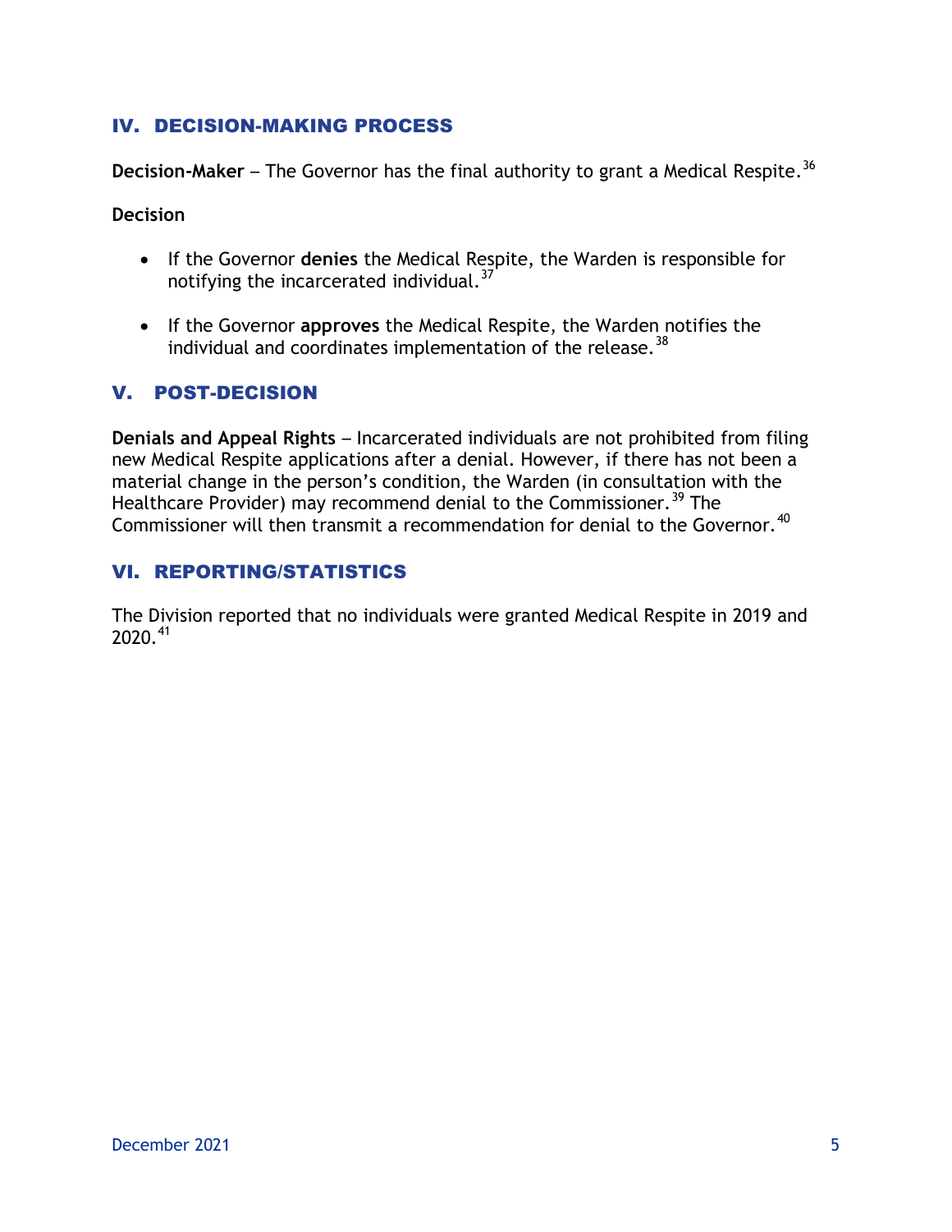## IV. DECISION-MAKING PROCESS

**Decision-Maker** – The Governor has the final authority to grant a Medical Respite.[36]

**Decision**

- If the Governor **denies** the Medical Respite, the Warden is responsible for notifying the incarcerated individual.[37]
- If the Governor **approves** the Medical Respite, the Warden notifies the individual and coordinates implementation of the release.[38]

## V. POST-DECISION

**Denials and Appeal Rights** – Incarcerated individuals are not prohibited from filing new Medical Respite applications after a denial. However, if there has not been a material change in the person's condition, the Warden (in consultation with the Healthcare Provider) may recommend denial to the Commissioner.[39] The Commissioner will then transmit a recommendation for denial to the Governor.[40]

## VI. REPORTING/STATISTICS

The Division reported that no individuals were granted Medical Respite in 2019 and 2020.[41]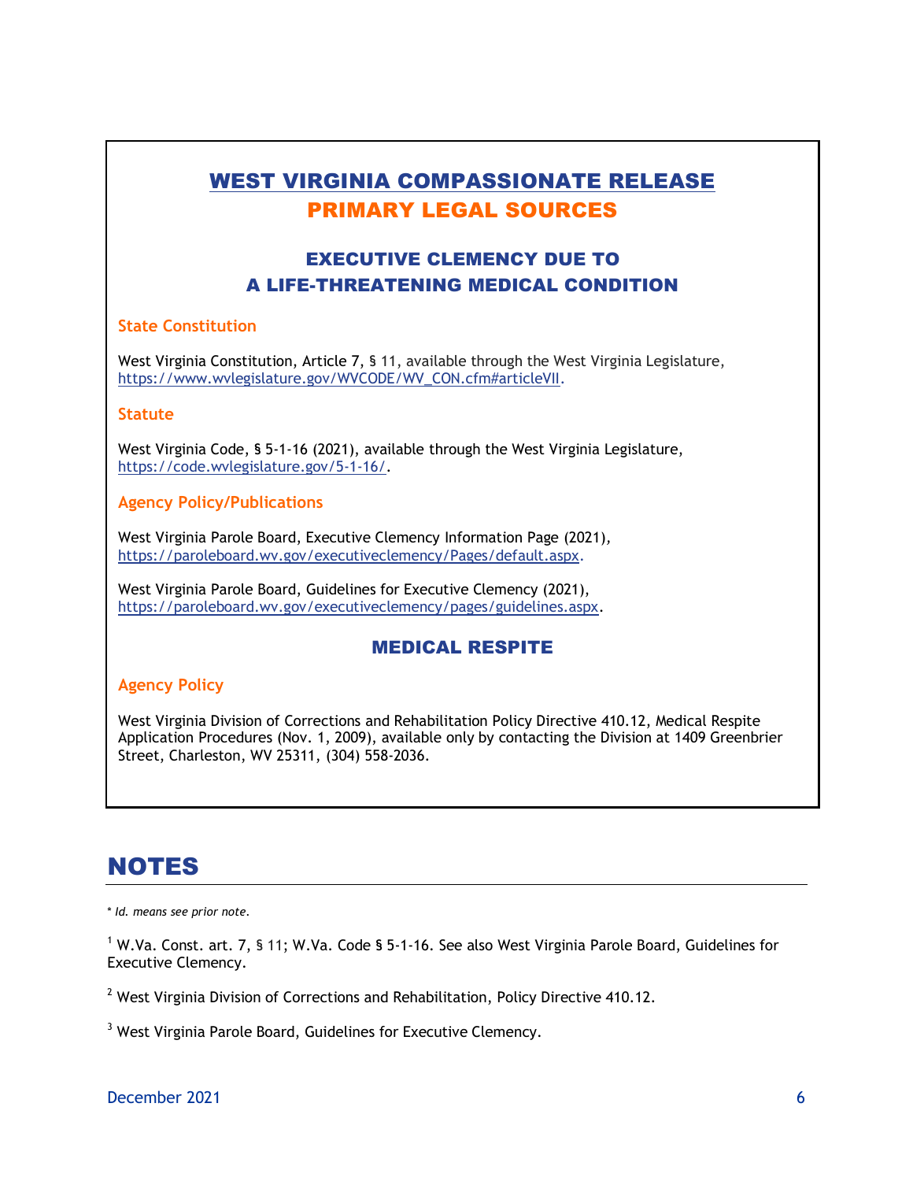# WEST VIRGINIA COMPASSIONATE RELEASE
# PRIMARY LEGAL SOURCES

## EXECUTIVE CLEMENCY DUE TO A LIFE-THREATENING MEDICAL CONDITION

### State Constitution

West Virginia Constitution, Article 7, § 11, available through the West Virginia Legislature, https://www.wvlegislature.gov/WVCODE/WV_CON.cfm#articleVII.

### Statute

West Virginia Code, § 5-1-16 (2021), available through the West Virginia Legislature, https://code.wvlegislature.gov/5-1-16/.

### Agency Policy/Publications

West Virginia Parole Board, Executive Clemency Information Page (2021), https://paroleboard.wv.gov/executiveclemency/Pages/default.aspx.

West Virginia Parole Board, Guidelines for Executive Clemency (2021), https://paroleboard.wv.gov/executiveclemency/pages/guidelines.aspx.

## MEDICAL RESPITE

### Agency Policy

West Virginia Division of Corrections and Rehabilitation Policy Directive 410.12, Medical Respite Application Procedures (Nov. 1, 2009), available only by contacting the Division at 1409 Greenbrier Street, Charleston, WV 25311, (304) 558-2036.

# NOTES

\* *Id. means see prior note.*

[1] W.Va. Const. art. 7, § 11; W.Va. Code § 5-1-16. See also West Virginia Parole Board, Guidelines for Executive Clemency.

[2] West Virginia Division of Corrections and Rehabilitation, Policy Directive 410.12.

[3] West Virginia Parole Board, Guidelines for Executive Clemency.

December 2021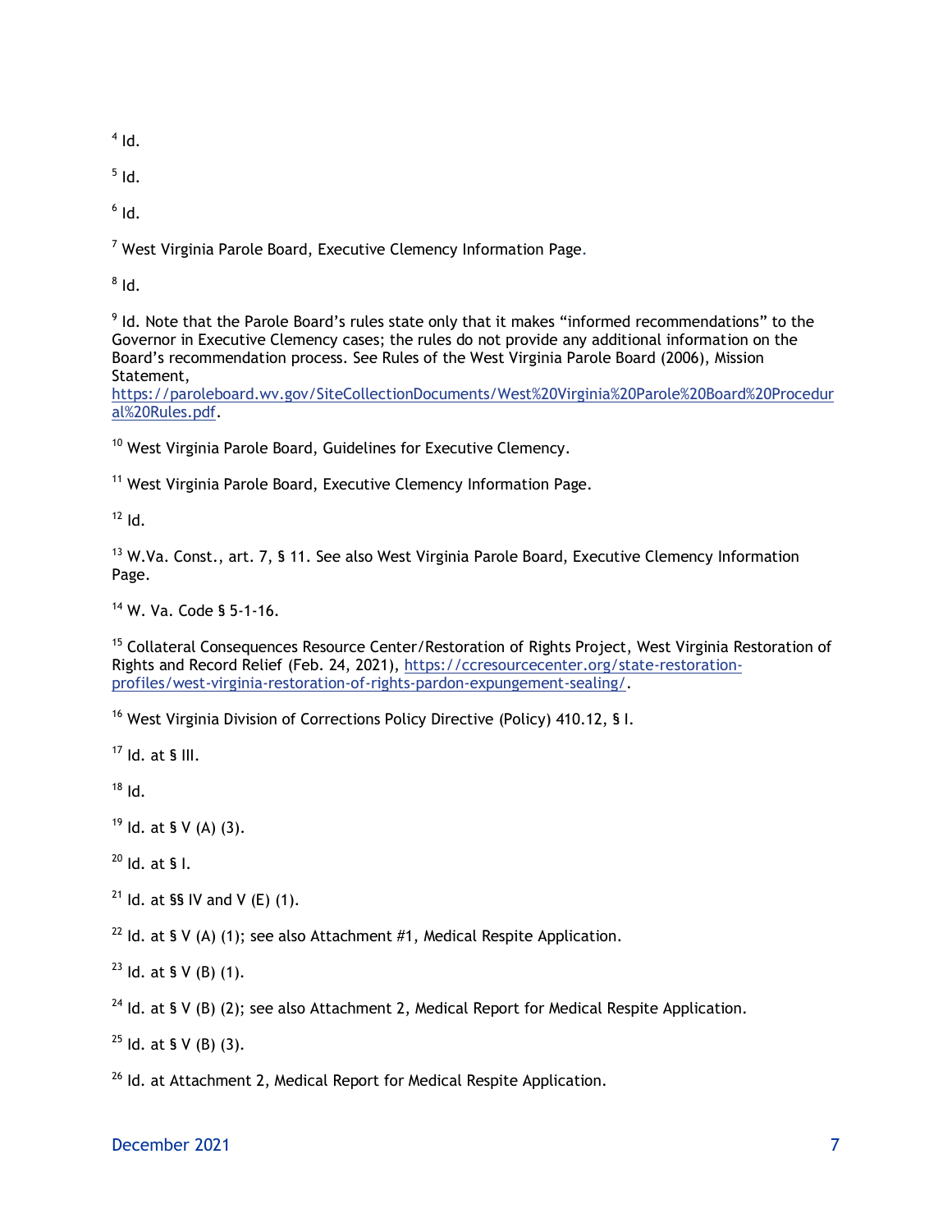[4] Id.

[5] Id.

[6] Id.

[7] West Virginia Parole Board, Executive Clemency Information Page.

[8] Id.

[9] Id. Note that the Parole Board's rules state only that it makes "informed recommendations" to the Governor in Executive Clemency cases; the rules do not provide any additional information on the Board's recommendation process. See Rules of the West Virginia Parole Board (2006), Mission Statement, https://paroleboard.wv.gov/SiteCollectionDocuments/West%20Virginia%20Parole%20Board%20Procedural%20Rules.pdf.

[10] West Virginia Parole Board, Guidelines for Executive Clemency.

[11] West Virginia Parole Board, Executive Clemency Information Page.

[12] Id.

[13] W.Va. Const., art. 7, § 11. See also West Virginia Parole Board, Executive Clemency Information Page.

[14] W. Va. Code § 5-1-16.

[15] Collateral Consequences Resource Center/Restoration of Rights Project, West Virginia Restoration of Rights and Record Relief (Feb. 24, 2021), https://ccresourcecenter.org/state-restoration-profiles/west-virginia-restoration-of-rights-pardon-expungement-sealing/.

[16] West Virginia Division of Corrections Policy Directive (Policy) 410.12, § I.

[17] Id. at § III.

[18] Id.

[19] Id. at § V (A) (3).

[20] Id. at § I.

[21] Id. at §§ IV and V (E) (1).

[22] Id. at § V (A) (1); see also Attachment #1, Medical Respite Application.

[23] Id. at § V (B) (1).

[24] Id. at § V (B) (2); see also Attachment 2, Medical Report for Medical Respite Application.

[25] Id. at § V (B) (3).

[26] Id. at Attachment 2, Medical Report for Medical Respite Application.

December 2021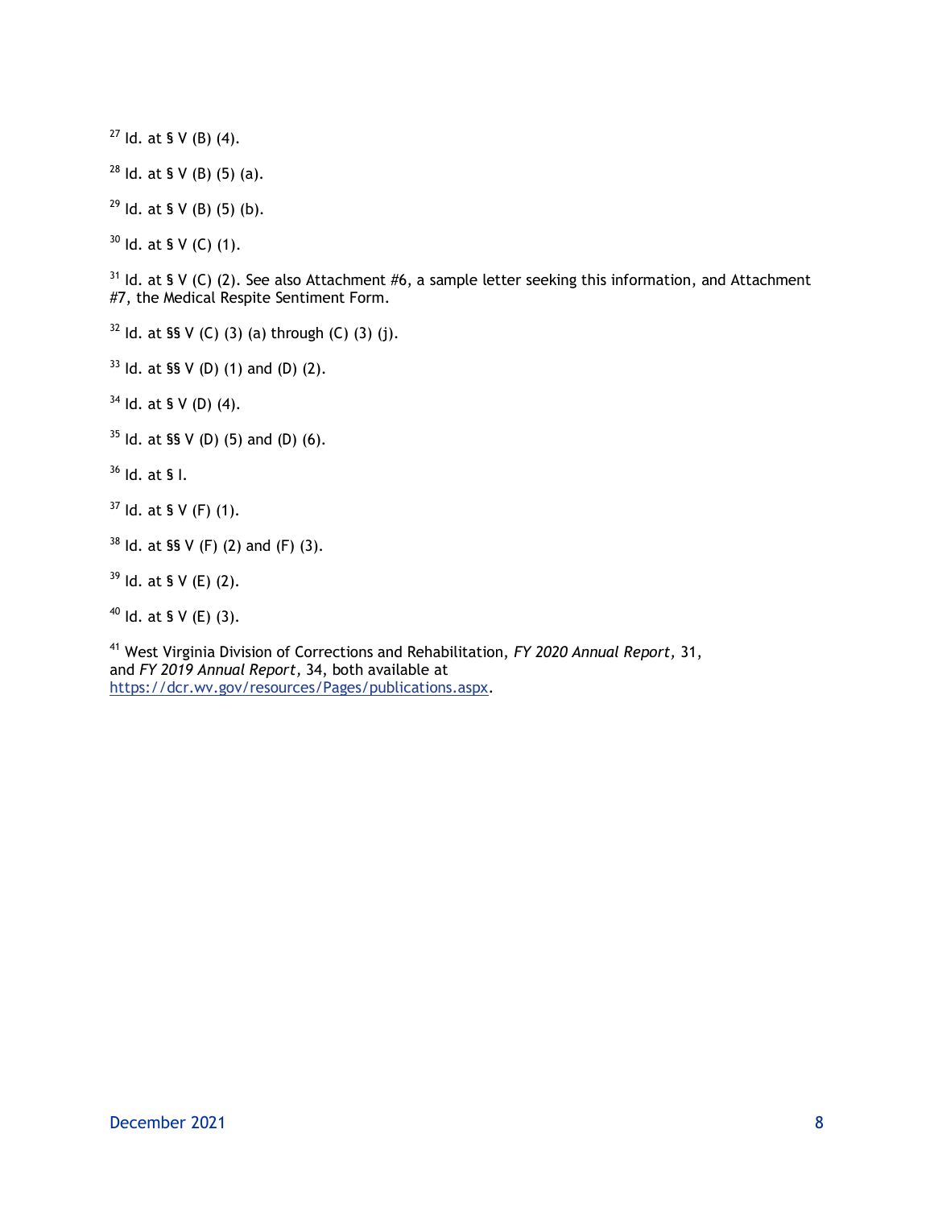[27] Id. at § V (B) (4).

[28] Id. at § V (B) (5) (a).

[29] Id. at § V (B) (5) (b).

[30] Id. at § V (C) (1).

[31] Id. at § V (C) (2). See also Attachment #6, a sample letter seeking this information, and Attachment #7, the Medical Respite Sentiment Form.

[32] Id. at §§ V (C) (3) (a) through (C) (3) (j).

[33] Id. at §§ V (D) (1) and (D) (2).

[34] Id. at § V (D) (4).

[35] Id. at §§ V (D) (5) and (D) (6).

[36] Id. at § I.

[37] Id. at § V (F) (1).

[38] Id. at §§ V (F) (2) and (F) (3).

[39] Id. at § V (E) (2).

[40] Id. at § V (E) (3).

[41] West Virginia Division of Corrections and Rehabilitation, *FY 2020 Annual Report,* 31, and *FY 2019 Annual Report*, 34, both available at https://dcr.wv.gov/resources/Pages/publications.aspx.

December 2021